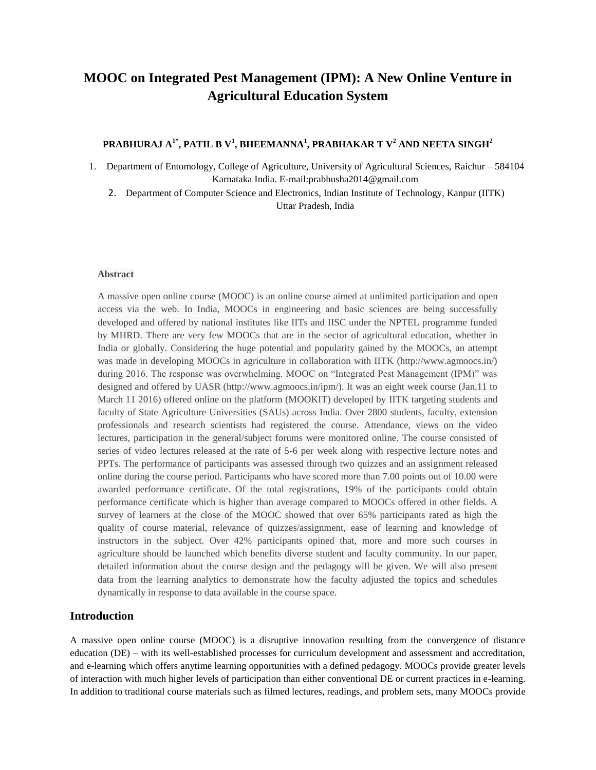# MOOC on Integrated Pest Management (IPM): A New Online Venture in Agricultural Education System

**PRABHURAJ A[1*], PATIL B V[1], BHEEMANNA[1], PRABHAKAR T V[2] AND NEETA SINGH[2]**

1. Department of Entomology, College of Agriculture, University of Agricultural Sciences, Raichur – 584104 Karnataka India. E-mail:prabhusha2014@gmail.com
2. Department of Computer Science and Electronics, Indian Institute of Technology, Kanpur (IITK) Uttar Pradesh, India

**Abstract**

A massive open online course (MOOC) is an online course aimed at unlimited participation and open access via the web. In India, MOOCs in engineering and basic sciences are being successfully developed and offered by national institutes like IITs and IISC under the NPTEL programme funded by MHRD. There are very few MOOCs that are in the sector of agricultural education, whether in India or globally. Considering the huge potential and popularity gained by the MOOCs, an attempt was made in developing MOOCs in agriculture in collaboration with IITK (http://www.agmoocs.in/) during 2016. The response was overwhelming. MOOC on "Integrated Pest Management (IPM)" was designed and offered by UASR (http://www.agmoocs.in/ipm/). It was an eight week course (Jan.11 to March 11 2016) offered online on the platform (MOOKIT) developed by IITK targeting students and faculty of State Agriculture Universities (SAUs) across India. Over 2800 students, faculty, extension professionals and research scientists had registered the course. Attendance, views on the video lectures, participation in the general/subject forums were monitored online. The course consisted of series of video lectures released at the rate of 5-6 per week along with respective lecture notes and PPTs. The performance of participants was assessed through two quizzes and an assignment released online during the course period. Participants who have scored more than 7.00 points out of 10.00 were awarded performance certificate. Of the total registrations, 19% of the participants could obtain performance certificate which is higher than average compared to MOOCs offered in other fields. A survey of learners at the close of the MOOC showed that over 65% participants rated as high the quality of course material, relevance of quizzes/assignment, ease of learning and knowledge of instructors in the subject. Over 42% participants opined that, more and more such courses in agriculture should be launched which benefits diverse student and faculty community. In our paper, detailed information about the course design and the pedagogy will be given. We will also present data from the learning analytics to demonstrate how the faculty adjusted the topics and schedules dynamically in response to data available in the course space.

## Introduction

A massive open online course (MOOC) is a disruptive innovation resulting from the convergence of distance education (DE) – with its well-established processes for curriculum development and assessment and accreditation, and e-learning which offers anytime learning opportunities with a defined pedagogy. MOOCs provide greater levels of interaction with much higher levels of participation than either conventional DE or current practices in e-learning. In addition to traditional course materials such as filmed lectures, readings, and problem sets, many MOOCs provide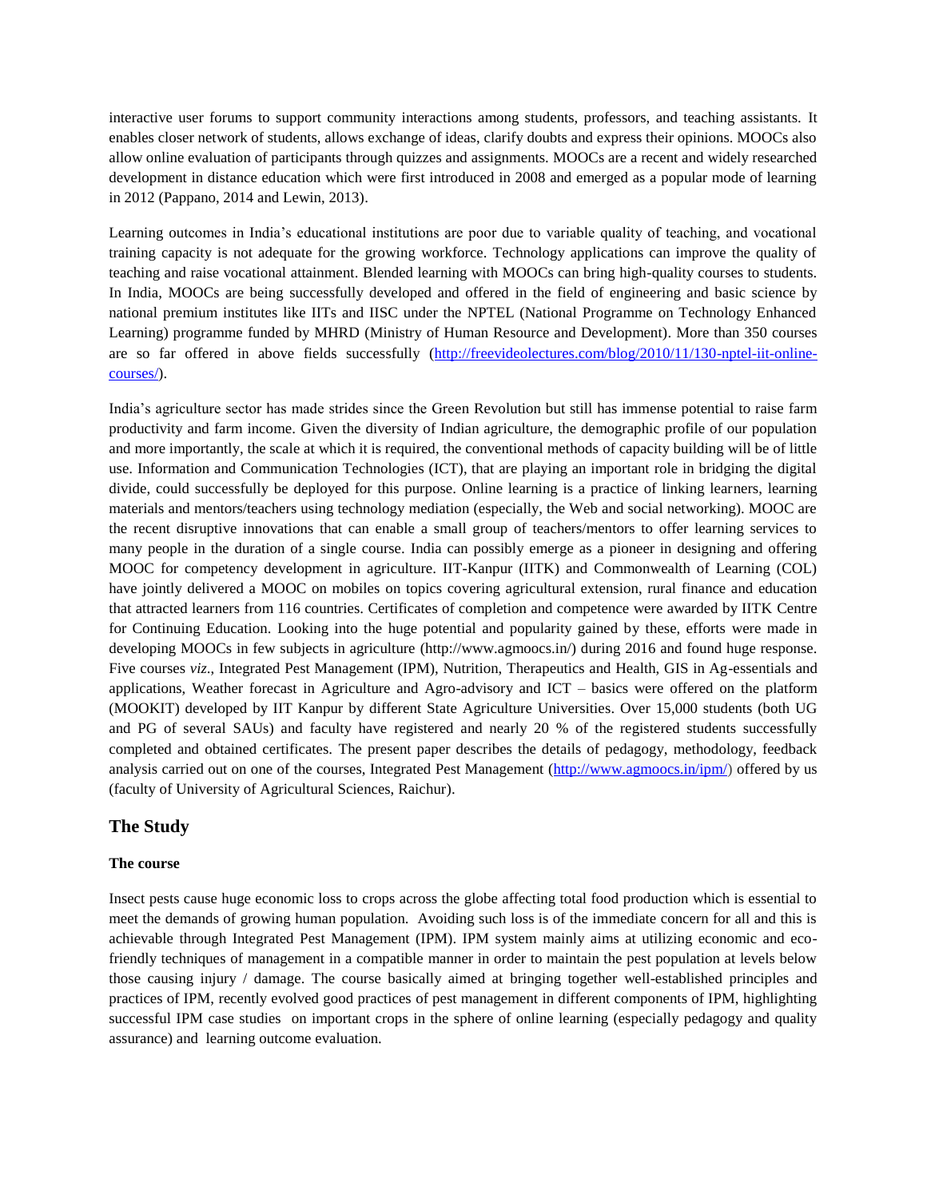interactive user forums to support community interactions among students, professors, and teaching assistants. It enables closer network of students, allows exchange of ideas, clarify doubts and express their opinions. MOOCs also allow online evaluation of participants through quizzes and assignments. MOOCs are a recent and widely researched development in distance education which were first introduced in 2008 and emerged as a popular mode of learning in 2012 (Pappano, 2014 and Lewin, 2013).

Learning outcomes in India's educational institutions are poor due to variable quality of teaching, and vocational training capacity is not adequate for the growing workforce. Technology applications can improve the quality of teaching and raise vocational attainment. Blended learning with MOOCs can bring high-quality courses to students. In India, MOOCs are being successfully developed and offered in the field of engineering and basic science by national premium institutes like IITs and IISC under the NPTEL (National Programme on Technology Enhanced Learning) programme funded by MHRD (Ministry of Human Resource and Development). More than 350 courses are so far offered in above fields successfully ([http://freevideolectures.com/blog/2010/11/130-nptel-iit-online-courses/](http://freevideolectures.com/blog/2010/11/130-nptel-iit-online-courses/)).

India's agriculture sector has made strides since the Green Revolution but still has immense potential to raise farm productivity and farm income. Given the diversity of Indian agriculture, the demographic profile of our population and more importantly, the scale at which it is required, the conventional methods of capacity building will be of little use. Information and Communication Technologies (ICT), that are playing an important role in bridging the digital divide, could successfully be deployed for this purpose. Online learning is a practice of linking learners, learning materials and mentors/teachers using technology mediation (especially, the Web and social networking). MOOC are the recent disruptive innovations that can enable a small group of teachers/mentors to offer learning services to many people in the duration of a single course. India can possibly emerge as a pioneer in designing and offering MOOC for competency development in agriculture. IIT-Kanpur (IITK) and Commonwealth of Learning (COL) have jointly delivered a MOOC on mobiles on topics covering agricultural extension, rural finance and education that attracted learners from 116 countries. Certificates of completion and competence were awarded by IITK Centre for Continuing Education. Looking into the huge potential and popularity gained by these, efforts were made in developing MOOCs in few subjects in agriculture (http://www.agmoocs.in/) during 2016 and found huge response. Five courses *viz.*, Integrated Pest Management (IPM), Nutrition, Therapeutics and Health, GIS in Ag-essentials and applications, Weather forecast in Agriculture and Agro-advisory and ICT – basics were offered on the platform (MOOKIT) developed by IIT Kanpur by different State Agriculture Universities. Over 15,000 students (both UG and PG of several SAUs) and faculty have registered and nearly 20 % of the registered students successfully completed and obtained certificates. The present paper describes the details of pedagogy, methodology, feedback analysis carried out on one of the courses, Integrated Pest Management ([http://www.agmoocs.in/ipm/](http://www.agmoocs.in/ipm/)) offered by us (faculty of University of Agricultural Sciences, Raichur).

## The Study

### The course

Insect pests cause huge economic loss to crops across the globe affecting total food production which is essential to meet the demands of growing human population. Avoiding such loss is of the immediate concern for all and this is achievable through Integrated Pest Management (IPM). IPM system mainly aims at utilizing economic and eco-friendly techniques of management in a compatible manner in order to maintain the pest population at levels below those causing injury / damage. The course basically aimed at bringing together well-established principles and practices of IPM, recently evolved good practices of pest management in different components of IPM, highlighting successful IPM case studies on important crops in the sphere of online learning (especially pedagogy and quality assurance) and learning outcome evaluation.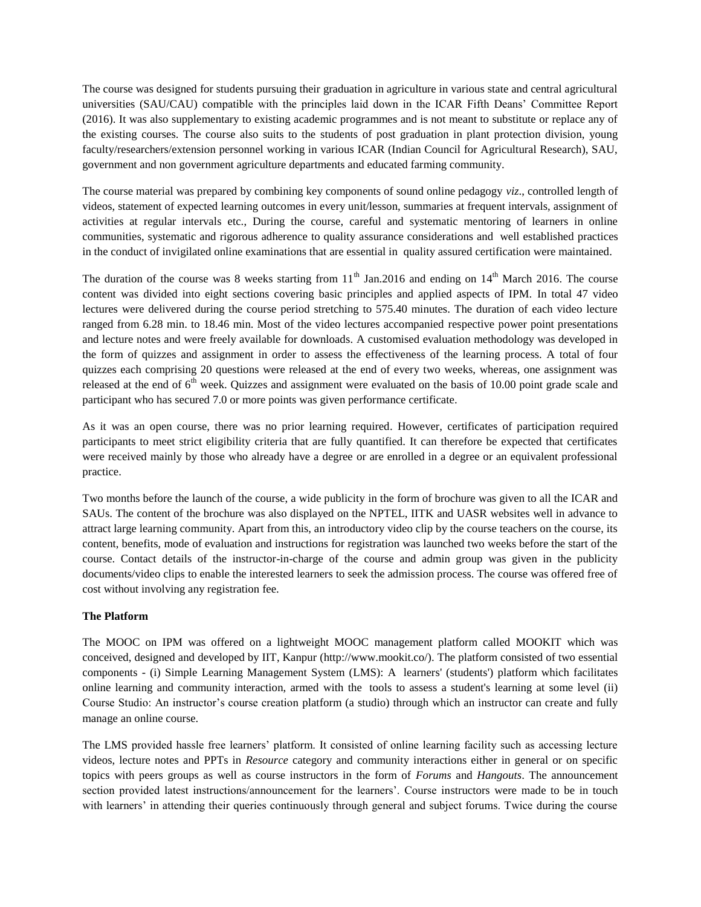The course was designed for students pursuing their graduation in agriculture in various state and central agricultural universities (SAU/CAU) compatible with the principles laid down in the ICAR Fifth Deans' Committee Report (2016). It was also supplementary to existing academic programmes and is not meant to substitute or replace any of the existing courses. The course also suits to the students of post graduation in plant protection division, young faculty/researchers/extension personnel working in various ICAR (Indian Council for Agricultural Research), SAU, government and non government agriculture departments and educated farming community.

The course material was prepared by combining key components of sound online pedagogy *viz*., controlled length of videos, statement of expected learning outcomes in every unit/lesson, summaries at frequent intervals, assignment of activities at regular intervals etc., During the course, careful and systematic mentoring of learners in online communities, systematic and rigorous adherence to quality assurance considerations and well established practices in the conduct of invigilated online examinations that are essential in quality assured certification were maintained.

The duration of the course was 8 weeks starting from 11th Jan.2016 and ending on 14th March 2016. The course content was divided into eight sections covering basic principles and applied aspects of IPM. In total 47 video lectures were delivered during the course period stretching to 575.40 minutes. The duration of each video lecture ranged from 6.28 min. to 18.46 min. Most of the video lectures accompanied respective power point presentations and lecture notes and were freely available for downloads. A customised evaluation methodology was developed in the form of quizzes and assignment in order to assess the effectiveness of the learning process. A total of four quizzes each comprising 20 questions were released at the end of every two weeks, whereas, one assignment was released at the end of 6th week. Quizzes and assignment were evaluated on the basis of 10.00 point grade scale and participant who has secured 7.0 or more points was given performance certificate.

As it was an open course, there was no prior learning required. However, certificates of participation required participants to meet strict eligibility criteria that are fully quantified. It can therefore be expected that certificates were received mainly by those who already have a degree or are enrolled in a degree or an equivalent professional practice.

Two months before the launch of the course, a wide publicity in the form of brochure was given to all the ICAR and SAUs. The content of the brochure was also displayed on the NPTEL, IITK and UASR websites well in advance to attract large learning community. Apart from this, an introductory video clip by the course teachers on the course, its content, benefits, mode of evaluation and instructions for registration was launched two weeks before the start of the course. Contact details of the instructor-in-charge of the course and admin group was given in the publicity documents/video clips to enable the interested learners to seek the admission process. The course was offered free of cost without involving any registration fee.

**The Platform**

The MOOC on IPM was offered on a lightweight MOOC management platform called MOOKIT which was conceived, designed and developed by IIT, Kanpur (http://www.mookit.co/). The platform consisted of two essential components - (i) Simple Learning Management System (LMS): A learners' (students') platform which facilitates online learning and community interaction, armed with the tools to assess a student's learning at some level (ii) Course Studio: An instructor's course creation platform (a studio) through which an instructor can create and fully manage an online course.

The LMS provided hassle free learners' platform. It consisted of online learning facility such as accessing lecture videos, lecture notes and PPTs in *Resource* category and community interactions either in general or on specific topics with peers groups as well as course instructors in the form of *Forums* and *Hangouts*. The announcement section provided latest instructions/announcement for the learners'. Course instructors were made to be in touch with learners' in attending their queries continuously through general and subject forums. Twice during the course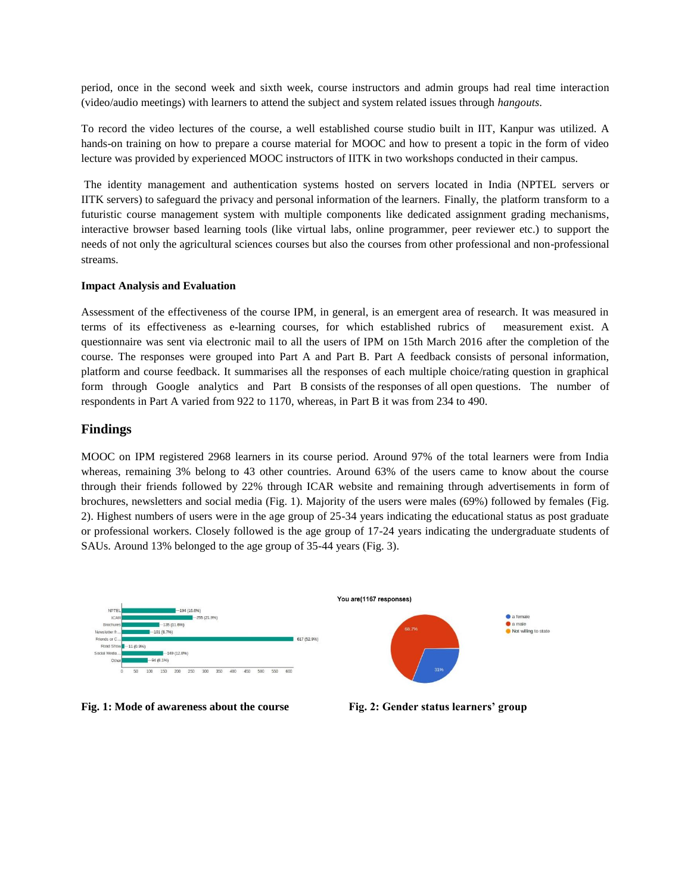period, once in the second week and sixth week, course instructors and admin groups had real time interaction (video/audio meetings) with learners to attend the subject and system related issues through *hangouts*.

To record the video lectures of the course, a well established course studio built in IIT, Kanpur was utilized. A hands-on training on how to prepare a course material for MOOC and how to present a topic in the form of video lecture was provided by experienced MOOC instructors of IITK in two workshops conducted in their campus.

The identity management and authentication systems hosted on servers located in India (NPTEL servers or IITK servers) to safeguard the privacy and personal information of the learners. Finally, the platform transform to a futuristic course management system with multiple components like dedicated assignment grading mechanisms, interactive browser based learning tools (like virtual labs, online programmer, peer reviewer etc.) to support the needs of not only the agricultural sciences courses but also the courses from other professional and non-professional streams.

**Impact Analysis and Evaluation**

Assessment of the effectiveness of the course IPM, in general, is an emergent area of research. It was measured in terms of its effectiveness as e-learning courses, for which established rubrics of measurement exist. A questionnaire was sent via electronic mail to all the users of IPM on 15th March 2016 after the completion of the course. The responses were grouped into Part A and Part B. Part A feedback consists of personal information, platform and course feedback. It summarises all the responses of each multiple choice/rating question in graphical form through Google analytics and Part B consists of the responses of all open questions. The number of respondents in Part A varied from 922 to 1170, whereas, in Part B it was from 234 to 490.

## Findings

MOOC on IPM registered 2968 learners in its course period. Around 97% of the total learners were from India whereas, remaining 3% belong to 43 other countries. Around 63% of the users came to know about the course through their friends followed by 22% through ICAR website and remaining through advertisements in form of brochures, newsletters and social media (Fig. 1). Majority of the users were males (69%) followed by females (Fig. 2). Highest numbers of users were in the age group of 25-34 years indicating the educational status as post graduate or professional workers. Closely followed is the age group of 17-24 years indicating the undergraduate students of SAUs. Around 13% belonged to the age group of 35-44 years (Fig. 3).

| Mode | Responses |
|---|---|
| NPTEL | 194 (16.6%) |
| ICAR | 255 (21.9%) |
| Brochures | 135 (11.6%) |
| Newsletter fr... | 101 (8.7%) |
| Friends or C... | 617 (52.9%) |
| Road Show | 11 (0.9%) |
| Social Media... | 149 (12.8%) |
| Other | 94 (8.1%) |

**Fig. 1: Mode of awareness about the course**

You are(1167 responses)

- a female: 31%
- a male: 68.7%
- Not willing to state

**Fig. 2: Gender status learners' group**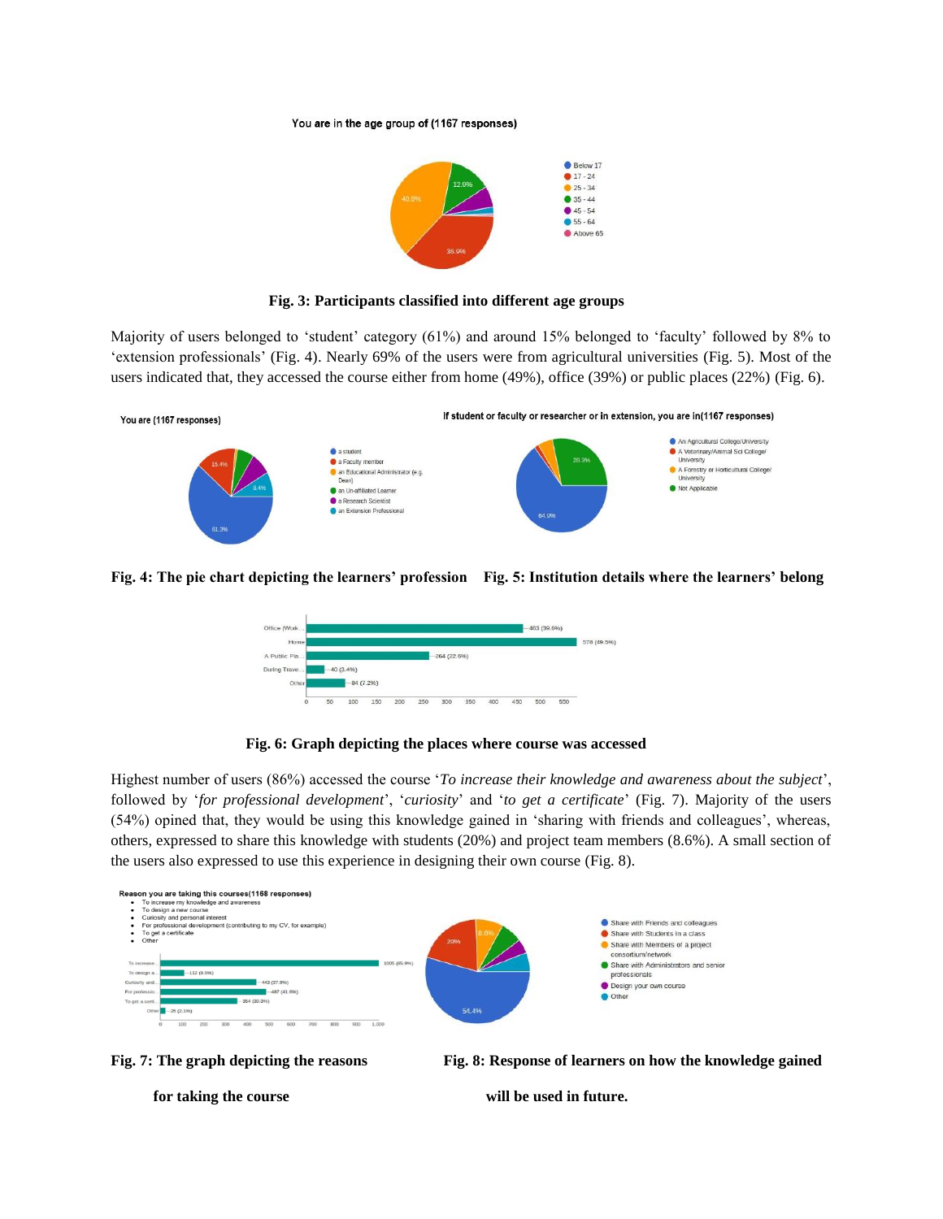Fig. 3: Participants classified into different age groups

Majority of users belonged to 'student' category (61%) and around 15% belonged to 'faculty' followed by 8% to 'extension professionals' (Fig. 4). Nearly 69% of the users were from agricultural universities (Fig. 5). Most of the users indicated that, they accessed the course either from home (49%), office (39%) or public places (22%) (Fig. 6).

**Fig. 4: The pie chart depicting the learners' profession** **Fig. 5: Institution details where the learners' belong**

**Fig. 6: Graph depicting the places where course was accessed**

Highest number of users (86%) accessed the course '*To increase their knowledge and awareness about the subject*', followed by '*for professional development*', '*curiosity*' and '*to get a certificate*' (Fig. 7). Majority of the users (54%) opined that, they would be using this knowledge gained in 'sharing with friends and colleagues', whereas, others, expressed to share this knowledge with students (20%) and project team members (8.6%). A small section of the users also expressed to use this experience in designing their own course (Fig. 8).

**Fig. 7: The graph depicting the reasons for taking the course**

**Fig. 8: Response of learners on how the knowledge gained will be used in future.**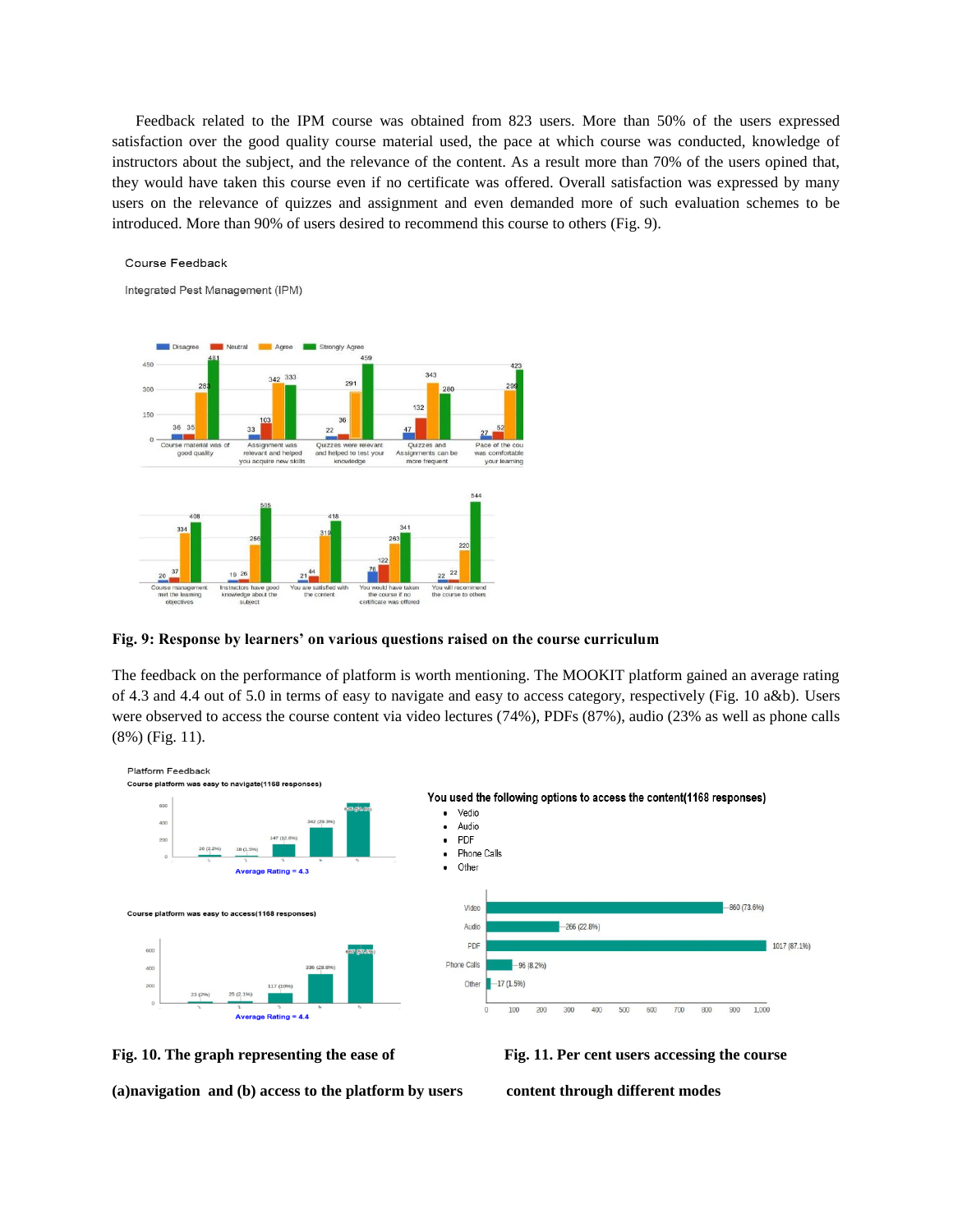Feedback related to the IPM course was obtained from 823 users. More than 50% of the users expressed satisfaction over the good quality course material used, the pace at which course was conducted, knowledge of instructors about the subject, and the relevance of the content. As a result more than 70% of the users opined that, they would have taken this course even if no certificate was offered. Overall satisfaction was expressed by many users on the relevance of quizzes and assignment and even demanded more of such evaluation schemes to be introduced. More than 90% of users desired to recommend this course to others (Fig. 9).

**Fig. 9: Response by learners' on various questions raised on the course curriculum**

The feedback on the performance of platform is worth mentioning. The MOOKIT platform gained an average rating of 4.3 and 4.4 out of 5.0 in terms of easy to navigate and easy to access category, respectively (Fig. 10 a&b). Users were observed to access the course content via video lectures (74%), PDFs (87%), audio (23% as well as phone calls (8%) (Fig. 11).

**Fig. 10. The graph representing the ease of (a)navigation and (b) access to the platform by users**

**Fig. 11. Per cent users accessing the course content through different modes**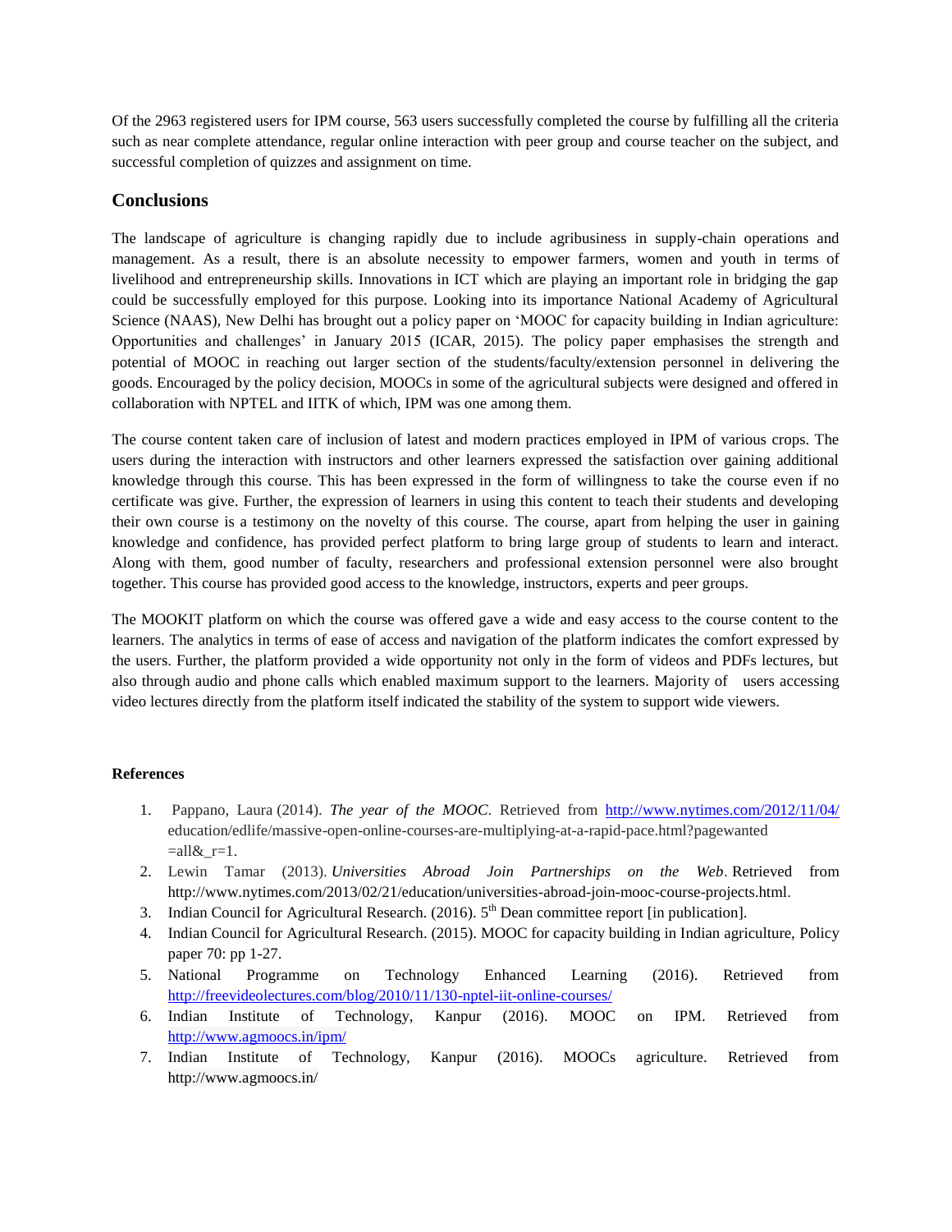Of the 2963 registered users for IPM course, 563 users successfully completed the course by fulfilling all the criteria such as near complete attendance, regular online interaction with peer group and course teacher on the subject, and successful completion of quizzes and assignment on time.

## Conclusions

The landscape of agriculture is changing rapidly due to include agribusiness in supply-chain operations and management. As a result, there is an absolute necessity to empower farmers, women and youth in terms of livelihood and entrepreneurship skills. Innovations in ICT which are playing an important role in bridging the gap could be successfully employed for this purpose. Looking into its importance National Academy of Agricultural Science (NAAS), New Delhi has brought out a policy paper on 'MOOC for capacity building in Indian agriculture: Opportunities and challenges' in January 2015 (ICAR, 2015). The policy paper emphasises the strength and potential of MOOC in reaching out larger section of the students/faculty/extension personnel in delivering the goods. Encouraged by the policy decision, MOOCs in some of the agricultural subjects were designed and offered in collaboration with NPTEL and IITK of which, IPM was one among them.

The course content taken care of inclusion of latest and modern practices employed in IPM of various crops. The users during the interaction with instructors and other learners expressed the satisfaction over gaining additional knowledge through this course. This has been expressed in the form of willingness to take the course even if no certificate was give. Further, the expression of learners in using this content to teach their students and developing their own course is a testimony on the novelty of this course. The course, apart from helping the user in gaining knowledge and confidence, has provided perfect platform to bring large group of students to learn and interact. Along with them, good number of faculty, researchers and professional extension personnel were also brought together. This course has provided good access to the knowledge, instructors, experts and peer groups.

The MOOKIT platform on which the course was offered gave a wide and easy access to the course content to the learners. The analytics in terms of ease of access and navigation of the platform indicates the comfort expressed by the users. Further, the platform provided a wide opportunity not only in the form of videos and PDFs lectures, but also through audio and phone calls which enabled maximum support to the learners. Majority of users accessing video lectures directly from the platform itself indicated the stability of the system to support wide viewers.

**References**

1. Pappano, Laura (2014). *The year of the MOOC*. Retrieved from http://www.nytimes.com/2012/11/04/education/edlife/massive-open-online-courses-are-multiplying-at-a-rapid-pace.html?pagewanted=all&_r=1.
2. Lewin Tamar (2013). *Universities Abroad Join Partnerships on the Web*. Retrieved from http://www.nytimes.com/2013/02/21/education/universities-abroad-join-mooc-course-projects.html.
3. Indian Council for Agricultural Research. (2016). 5th Dean committee report [in publication].
4. Indian Council for Agricultural Research. (2015). MOOC for capacity building in Indian agriculture, Policy paper 70: pp 1-27.
5. National Programme on Technology Enhanced Learning (2016). Retrieved from http://freevideolectures.com/blog/2010/11/130-nptel-iit-online-courses/
6. Indian Institute of Technology, Kanpur (2016). MOOC on IPM. Retrieved from http://www.agmoocs.in/ipm/
7. Indian Institute of Technology, Kanpur (2016). MOOCs agriculture. Retrieved from http://www.agmoocs.in/